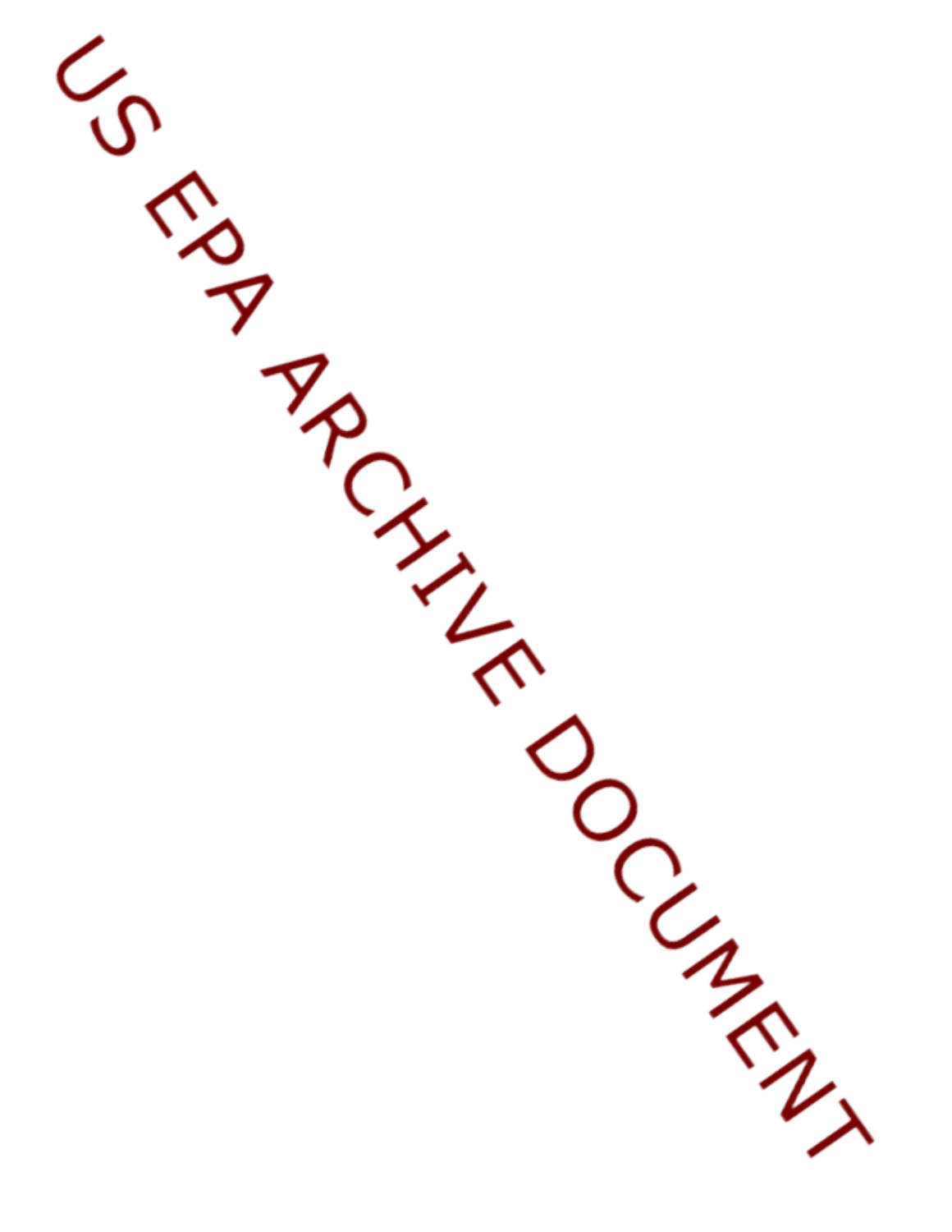US EPA ARCHIVE DOCUMENT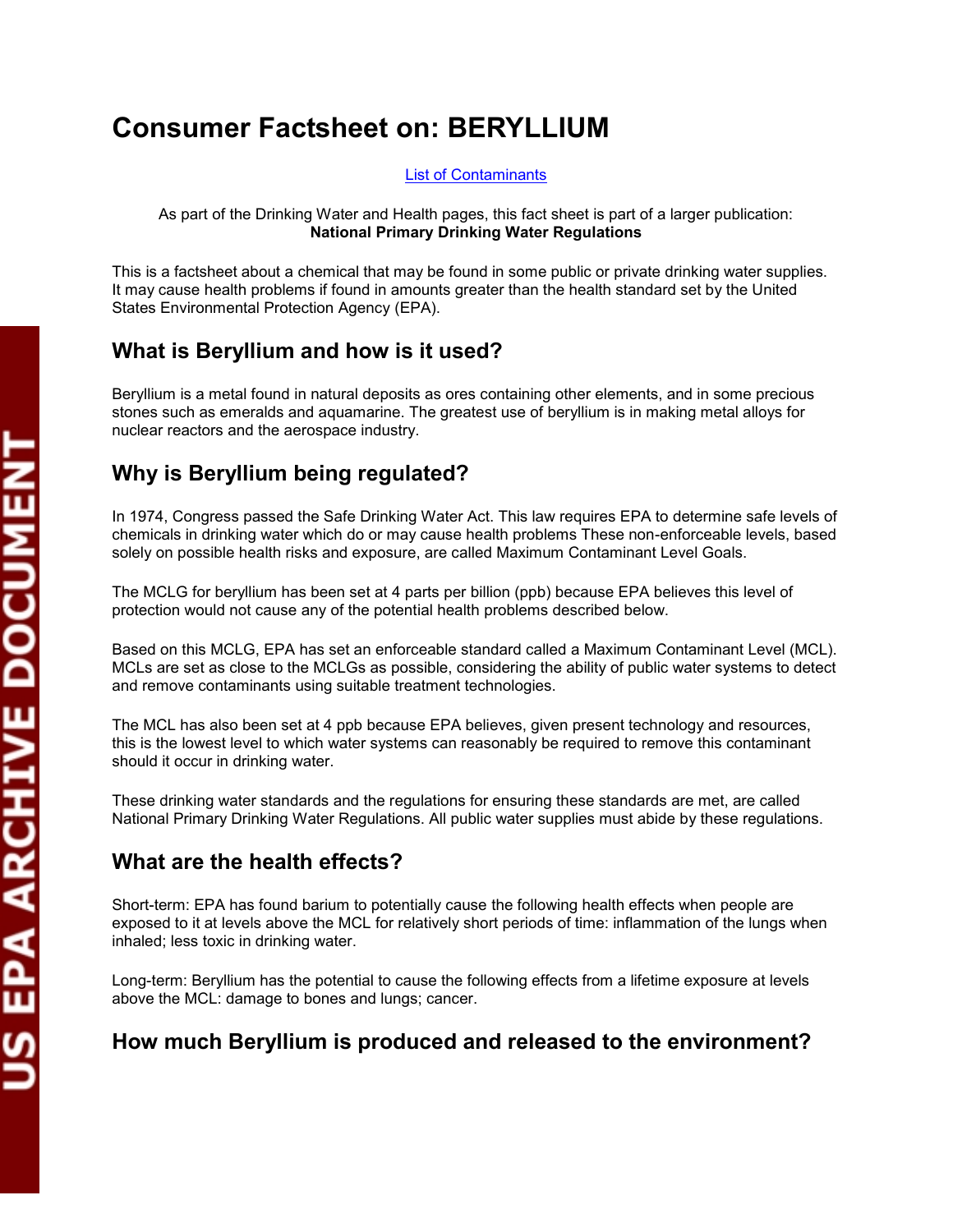# Consumer Factsheet on: BERYLLIUM

List of Contaminants

As part of the Drinking Water and Health pages, this fact sheet is part of a larger publication: **National Primary Drinking Water Regulations**

This is a factsheet about a chemical that may be found in some public or private drinking water supplies. It may cause health problems if found in amounts greater than the health standard set by the United States Environmental Protection Agency (EPA).

## What is Beryllium and how is it used?

Beryllium is a metal found in natural deposits as ores containing other elements, and in some precious stones such as emeralds and aquamarine. The greatest use of beryllium is in making metal alloys for nuclear reactors and the aerospace industry.

## Why is Beryllium being regulated?

In 1974, Congress passed the Safe Drinking Water Act. This law requires EPA to determine safe levels of chemicals in drinking water which do or may cause health problems These non-enforceable levels, based solely on possible health risks and exposure, are called Maximum Contaminant Level Goals.

The MCLG for beryllium has been set at 4 parts per billion (ppb) because EPA believes this level of protection would not cause any of the potential health problems described below.

Based on this MCLG, EPA has set an enforceable standard called a Maximum Contaminant Level (MCL). MCLs are set as close to the MCLGs as possible, considering the ability of public water systems to detect and remove contaminants using suitable treatment technologies.

The MCL has also been set at 4 ppb because EPA believes, given present technology and resources, this is the lowest level to which water systems can reasonably be required to remove this contaminant should it occur in drinking water.

These drinking water standards and the regulations for ensuring these standards are met, are called National Primary Drinking Water Regulations. All public water supplies must abide by these regulations.

## What are the health effects?

Short-term: EPA has found barium to potentially cause the following health effects when people are exposed to it at levels above the MCL for relatively short periods of time: inflammation of the lungs when inhaled; less toxic in drinking water.

Long-term: Beryllium has the potential to cause the following effects from a lifetime exposure at levels above the MCL: damage to bones and lungs; cancer.

## How much Beryllium is produced and released to the environment?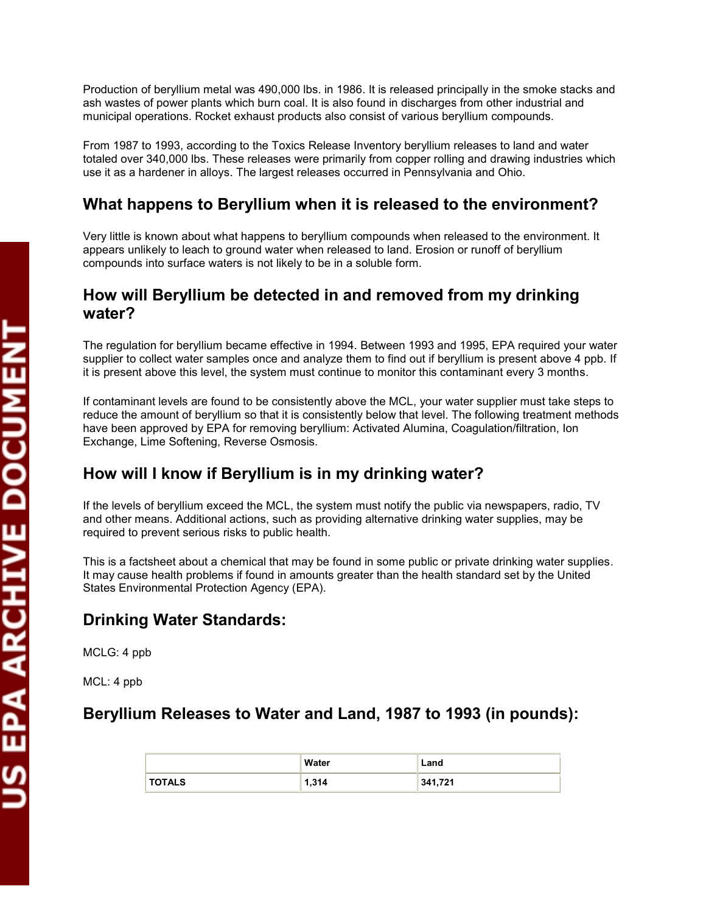Production of beryllium metal was 490,000 lbs. in 1986. It is released principally in the smoke stacks and ash wastes of power plants which burn coal. It is also found in discharges from other industrial and municipal operations. Rocket exhaust products also consist of various beryllium compounds.

From 1987 to 1993, according to the Toxics Release Inventory beryllium releases to land and water totaled over 340,000 lbs. These releases were primarily from copper rolling and drawing industries which use it as a hardener in alloys. The largest releases occurred in Pennsylvania and Ohio.

## What happens to Beryllium when it is released to the environment?

Very little is known about what happens to beryllium compounds when released to the environment. It appears unlikely to leach to ground water when released to land. Erosion or runoff of beryllium compounds into surface waters is not likely to be in a soluble form.

## How will Beryllium be detected in and removed from my drinking water?

The regulation for beryllium became effective in 1994. Between 1993 and 1995, EPA required your water supplier to collect water samples once and analyze them to find out if beryllium is present above 4 ppb. If it is present above this level, the system must continue to monitor this contaminant every 3 months.

If contaminant levels are found to be consistently above the MCL, your water supplier must take steps to reduce the amount of beryllium so that it is consistently below that level. The following treatment methods have been approved by EPA for removing beryllium: Activated Alumina, Coagulation/filtration, Ion Exchange, Lime Softening, Reverse Osmosis.

## How will I know if Beryllium is in my drinking water?

If the levels of beryllium exceed the MCL, the system must notify the public via newspapers, radio, TV and other means. Additional actions, such as providing alternative drinking water supplies, may be required to prevent serious risks to public health.

This is a factsheet about a chemical that may be found in some public or private drinking water supplies. It may cause health problems if found in amounts greater than the health standard set by the United States Environmental Protection Agency (EPA).

## Drinking Water Standards:

MCLG: 4 ppb

MCL: 4 ppb

## Beryllium Releases to Water and Land, 1987 to 1993 (in pounds):

| | Water | Land |
|---|---|---|
| **TOTALS** | **1,314** | **341,721** |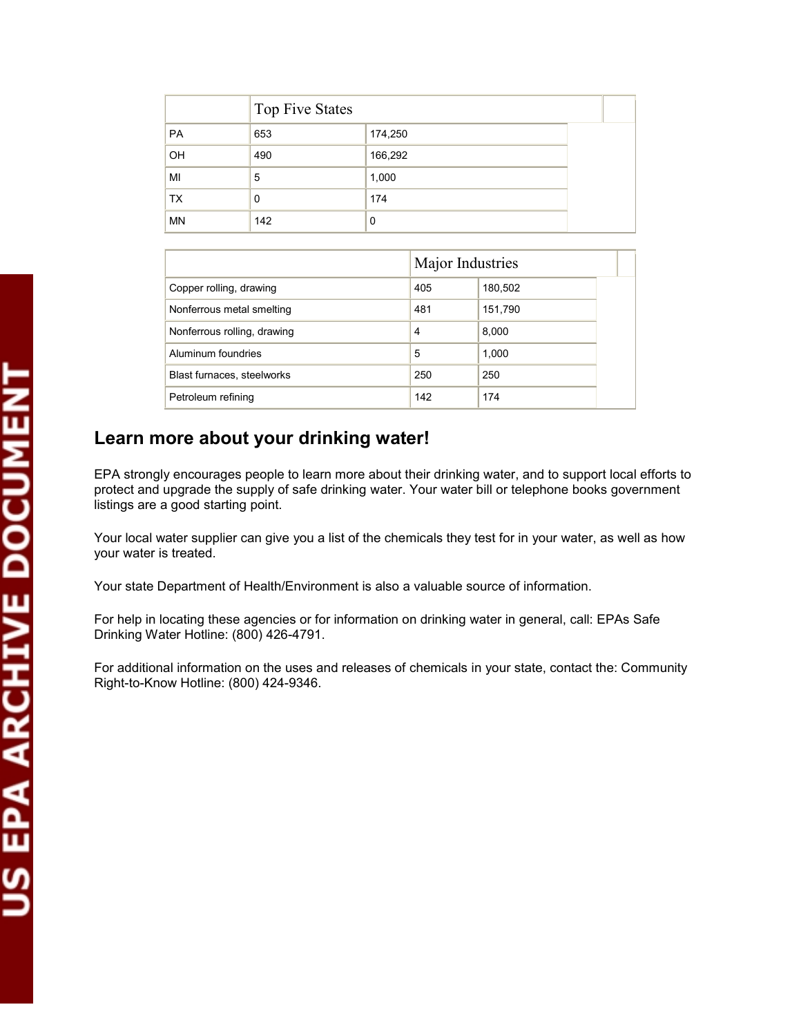| | Top Five States | |
|---|---|---|
| PA | 653 | 174,250 |
| OH | 490 | 166,292 |
| MI | 5 | 1,000 |
| TX | 0 | 174 |
| MN | 142 | 0 |

| | Major Industries | |
|---|---|---|
| Copper rolling, drawing | 405 | 180,502 |
| Nonferrous metal smelting | 481 | 151,790 |
| Nonferrous rolling, drawing | 4 | 8,000 |
| Aluminum foundries | 5 | 1,000 |
| Blast furnaces, steelworks | 250 | 250 |
| Petroleum refining | 142 | 174 |

## Learn more about your drinking water!

EPA strongly encourages people to learn more about their drinking water, and to support local efforts to protect and upgrade the supply of safe drinking water. Your water bill or telephone books government listings are a good starting point.

Your local water supplier can give you a list of the chemicals they test for in your water, as well as how your water is treated.

Your state Department of Health/Environment is also a valuable source of information.

For help in locating these agencies or for information on drinking water in general, call: EPAs Safe Drinking Water Hotline: (800) 426-4791.

For additional information on the uses and releases of chemicals in your state, contact the: Community Right-to-Know Hotline: (800) 424-9346.